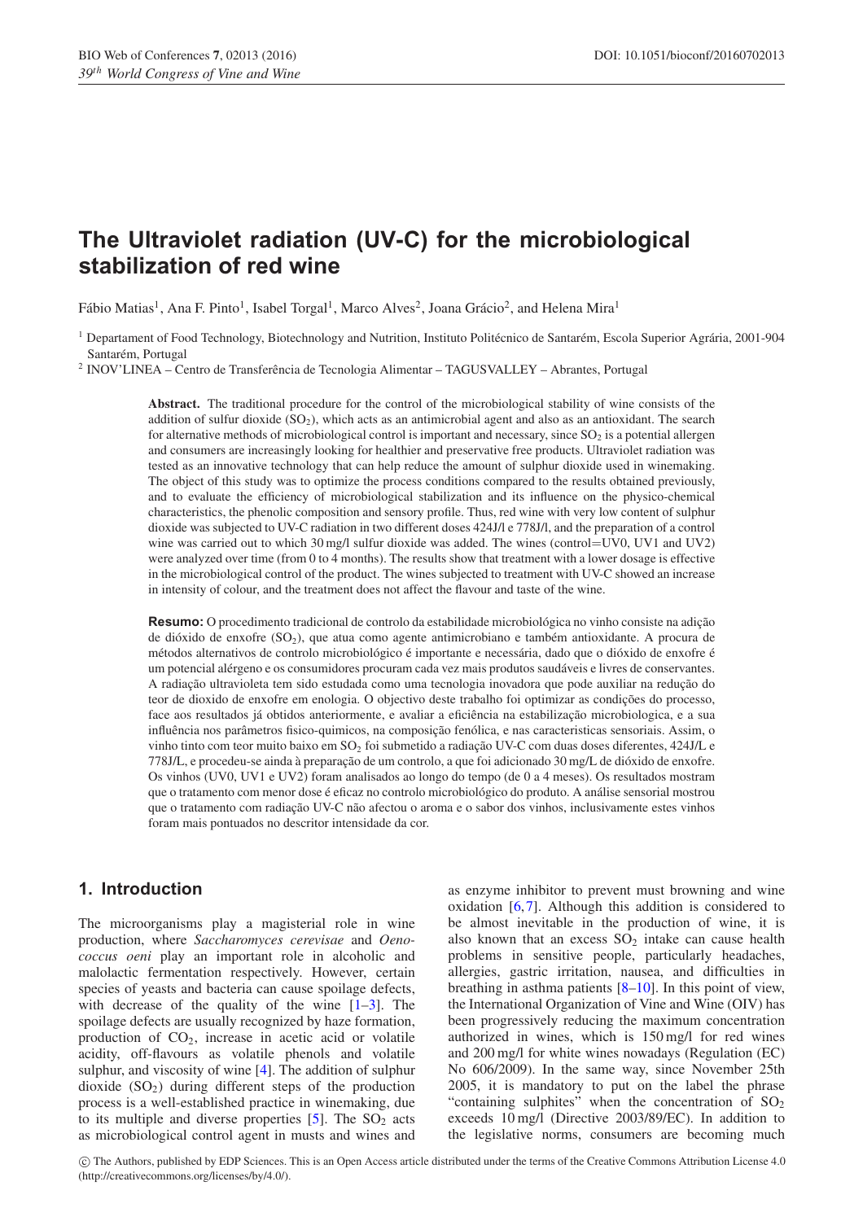# The Ultraviolet radiation (UV-C) for the microbiological stabilization of red wine

Fábio Matias[1], Ana F. Pinto[1], Isabel Torgal[1], Marco Alves[2], Joana Grácio[2], and Helena Mira[1]

[1] Departament of Food Technology, Biotechnology and Nutrition, Instituto Politécnico de Santarém, Escola Superior Agrária, 2001-904 Santarém, Portugal

[2] INOV'LINEA – Centro de Transferência de Tecnologia Alimentar – TAGUSVALLEY – Abrantes, Portugal

**Abstract.** The traditional procedure for the control of the microbiological stability of wine consists of the addition of sulfur dioxide ($SO_2$), which acts as an antimicrobial agent and also as an antioxidant. The search for alternative methods of microbiological control is important and necessary, since $SO_2$ is a potential allergen and consumers are increasingly looking for healthier and preservative free products. Ultraviolet radiation was tested as an innovative technology that can help reduce the amount of sulphur dioxide used in winemaking. The object of this study was to optimize the process conditions compared to the results obtained previously, and to evaluate the efficiency of microbiological stabilization and its influence on the physico-chemical characteristics, the phenolic composition and sensory profile. Thus, red wine with very low content of sulphur dioxide was subjected to UV-C radiation in two different doses 424J/l e 778J/l, and the preparation of a control wine was carried out to which 30 mg/l sulfur dioxide was added. The wines (control=UV0, UV1 and UV2) were analyzed over time (from 0 to 4 months). The results show that treatment with a lower dosage is effective in the microbiological control of the product. The wines subjected to treatment with UV-C showed an increase in intensity of colour, and the treatment does not affect the flavour and taste of the wine.

**Resumo:** O procedimento tradicional de controlo da estabilidade microbiológica no vinho consiste na adição de dióxido de enxofre ($SO_2$), que atua como agente antimicrobiano e também antioxidante. A procura de métodos alternativos de controlo microbiológico é importante e necessária, dado que o dióxido de enxofre é um potencial alérgeno e os consumidores procuram cada vez mais produtos saudáveis e livres de conservantes. A radiação ultravioleta tem sido estudada como uma tecnologia inovadora que pode auxiliar na redução do teor de dioxido de enxofre em enologia. O objectivo deste trabalho foi optimizar as condições do processo, face aos resultados já obtidos anteriormente, e avaliar a eficiência na estabilização microbiologica, e a sua influência nos parâmetros fisico-quimicos, na composição fenólica, e nas caracteristicas sensoriais. Assim, o vinho tinto com teor muito baixo em $SO_2$ foi submetido a radiação UV-C com duas doses diferentes, 424J/L e 778J/L, e procedeu-se ainda à preparação de um controlo, a que foi adicionado 30 mg/L de dióxido de enxofre. Os vinhos (UV0, UV1 e UV2) foram analisados ao longo do tempo (de 0 a 4 meses). Os resultados mostram que o tratamento com menor dose é eficaz no controlo microbiológico do produto. A análise sensorial mostrou que o tratamento com radiação UV-C não afectou o aroma e o sabor dos vinhos, inclusivamente estes vinhos foram mais pontuados no descritor intensidade da cor.

## 1. Introduction

The microorganisms play a magisterial role in wine production, where *Saccharomyces cerevisae* and *Oenococcus oeni* play an important role in alcoholic and malolactic fermentation respectively. However, certain species of yeasts and bacteria can cause spoilage defects, with decrease of the quality of the wine [1–3]. The spoilage defects are usually recognized by haze formation, production of $CO_2$, increase in acetic acid or volatile acidity, off-flavours as volatile phenols and volatile sulphur, and viscosity of wine [4]. The addition of sulphur dioxide ($SO_2$) during different steps of the production process is a well-established practice in winemaking, due to its multiple and diverse properties [5]. The $SO_2$ acts as microbiological control agent in musts and wines and as enzyme inhibitor to prevent must browning and wine oxidation [6,7]. Although this addition is considered to be almost inevitable in the production of wine, it is also known that an excess $SO_2$ intake can cause health problems in sensitive people, particularly headaches, allergies, gastric irritation, nausea, and difficulties in breathing in asthma patients [8–10]. In this point of view, the International Organization of Vine and Wine (OIV) has been progressively reducing the maximum concentration authorized in wines, which is 150 mg/l for red wines and 200 mg/l for white wines nowadays (Regulation (EC) No 606/2009). In the same way, since November 25th 2005, it is mandatory to put on the label the phrase "containing sulphites" when the concentration of $SO_2$ exceeds 10 mg/l (Directive 2003/89/EC). In addition to the legislative norms, consumers are becoming much

© The Authors, published by EDP Sciences. This is an Open Access article distributed under the terms of the Creative Commons Attribution License 4.0 (http://creativecommons.org/licenses/by/4.0/).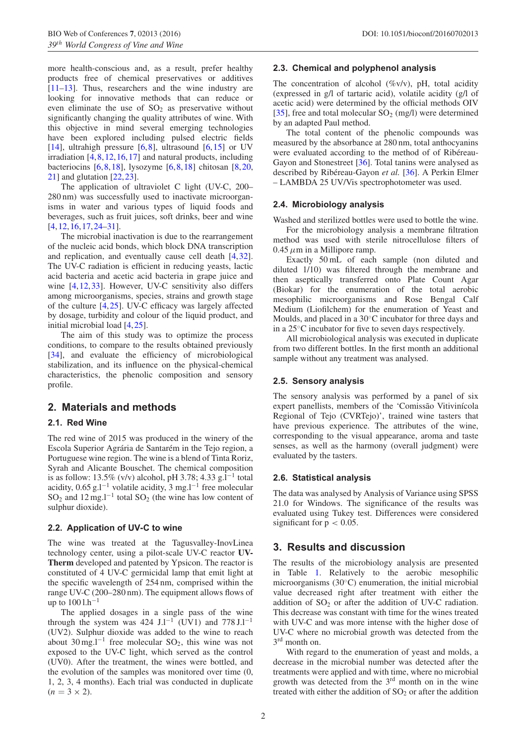more health-conscious and, as a result, prefer healthy products free of chemical preservatives or additives [11–13]. Thus, researchers and the wine industry are looking for innovative methods that can reduce or even eliminate the use of $SO_2$ as preservative without significantly changing the quality attributes of wine. With this objective in mind several emerging technologies have been explored including pulsed electric fields [14], ultrahigh pressure [6,8], ultrasound [6,15] or UV irradiation [4,8,12,16,17] and natural products, including bacteriocins [6,8,18], lysozyme [6,8,18] chitosan [8,20,21] and glutation [22,23].

The application of ultraviolet C light (UV-C, 200–280 nm) was successfully used to inactivate microorganisms in water and various types of liquid foods and beverages, such as fruit juices, soft drinks, beer and wine [4,12,16,17,24–31].

The microbial inactivation is due to the rearrangement of the nucleic acid bonds, which block DNA transcription and replication, and eventually cause cell death [4,32]. The UV-C radiation is efficient in reducing yeasts, lactic acid bacteria and acetic acid bacteria in grape juice and wine [4,12,33]. However, UV-C sensitivity also differs among microorganisms, species, strains and growth stage of the culture [4,25]. UV-C efficacy was largely affected by dosage, turbidity and colour of the liquid product, and initial microbial load [4,25].

The aim of this study was to optimize the process conditions, to compare to the results obtained previously [34], and evaluate the efficiency of microbiological stabilization, and its influence on the physical-chemical characteristics, the phenolic composition and sensory profile.

## 2. Materials and methods

### 2.1. Red Wine

The red wine of 2015 was produced in the winery of the Escola Superior Agrária de Santarém in the Tejo region, a Portuguese wine region. The wine is a blend of Tinta Roriz, Syrah and Alicante Bouschet. The chemical composition is as follow: 13.5% (v/v) alcohol, pH 3.78; 4.33 $g.l^{-1}$ total acidity, 0.65 $g.l^{-1}$ volatile acidity, 3 $mg.l^{-1}$ free molecular $SO_2$ and 12 $mg.l^{-1}$ total $SO_2$ (the wine has low content of sulphur dioxide).

### 2.2. Application of UV-C to wine

The wine was treated at the Tagusvalley-InovLinea technology center, using a pilot-scale UV-C reactor **UV-Therm** developed and patented by Ypsicon. The reactor is constituted of 4 UV-C germicidal lamp that emit light at the specific wavelength of 254 nm, comprised within the range UV-C (200–280 nm). The equipment allows flows of up to 100 $l.h^{-1}$

The applied dosages in a single pass of the wine through the system was 424 $J.l^{-1}$ (UV1) and 778 $J.l^{-1}$ (UV2). Sulphur dioxide was added to the wine to reach about 30 $mg.l^{-1}$ free molecular $SO_2$, this wine was not exposed to the UV-C light, which served as the control (UV0). After the treatment, the wines were bottled, and the evolution of the samples was monitored over time (0, 1, 2, 3, 4 months). Each trial was conducted in duplicate ($n = 3 \times 2$).

### 2.3. Chemical and polyphenol analysis

The concentration of alcohol (%v/v), pH, total acidity (expressed in g/l of tartaric acid), volatile acidity (g/l of acetic acid) were determined by the official methods OIV [35], free and total molecular $SO_2$ (mg/l) were determined by an adapted Paul method.

The total content of the phenolic compounds was measured by the absorbance at 280 nm, total anthocyanins were evaluated according to the method of of Ribéreau-Gayon and Stonestreet [36]. Total tanins were analysed as described by Ribéreau-Gayon *et al.* [36]. A Perkin Elmer – LAMBDA 25 UV/Vis spectrophotometer was used.

### 2.4. Microbiology analysis

Washed and sterilized bottles were used to bottle the wine.

For the microbiology analysis a membrane filtration method was used with sterile nitrocellulose filters of 0.45 $\mu$m in a Millipore ramp.

Exactly 50 mL of each sample (non diluted and diluted 1/10) was filtered through the membrane and then aseptically transferred onto Plate Count Agar (Biokar) for the enumeration of the total aerobic mesophilic microorganisms and Rose Bengal Calf Medium (Liofilchem) for the enumeration of Yeast and Moulds, and placed in a 30°C incubator for three days and in a 25°C incubator for five to seven days respectively.

All microbiological analysis was executed in duplicate from two different bottles. In the first month an additional sample without any treatment was analysed.

### 2.5. Sensory analysis

The sensory analysis was performed by a panel of six expert panellists, members of the 'Comissão Vitivinícola Regional of Tejo (CVRTejo)', trained wine tasters that have previous experience. The attributes of the wine, corresponding to the visual appearance, aroma and taste senses, as well as the harmony (overall judgment) were evaluated by the tasters.

### 2.6. Statistical analysis

The data was analysed by Analysis of Variance using SPSS 21.0 for Windows. The significance of the results was evaluated using Tukey test. Differences were considered significant for $p < 0.05$.

## 3. Results and discussion

The results of the microbiology analysis are presented in Table 1. Relatively to the aerobic mesophilic microorganisms (30°C) enumeration, the initial microbial value decreased right after treatment with either the addition of $SO_2$ or after the addition of UV-C radiation. This decrease was constant with time for the wines treated with UV-C and was more intense with the higher dose of UV-C where no microbial growth was detected from the 3rd month on.

With regard to the enumeration of yeast and molds, a decrease in the microbial number was detected after the treatments were applied and with time, where no microbial growth was detected from the 3rd month on in the wine treated with either the addition of $SO_2$ or after the addition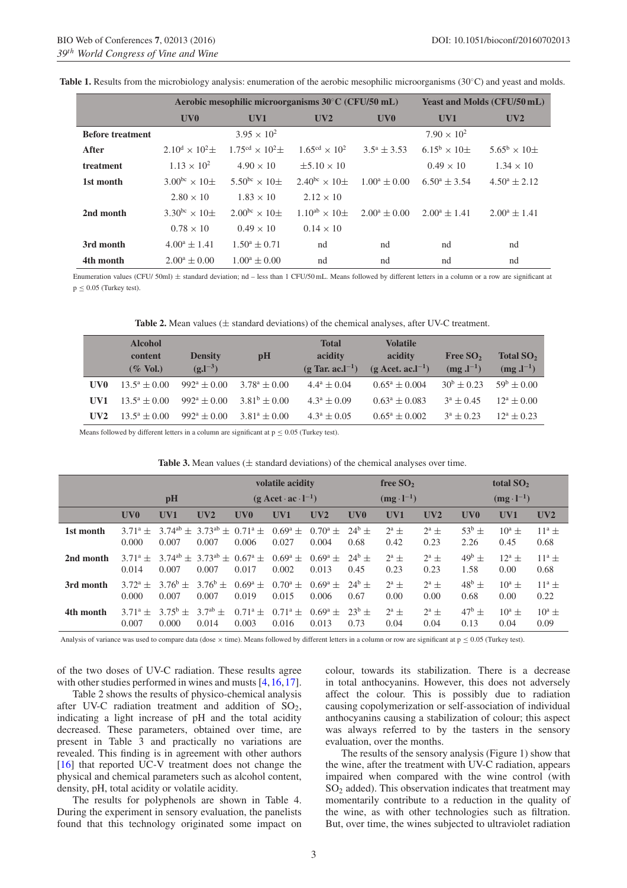**Table 1.** Results from the microbiology analysis: enumeration of the aerobic mesophilic microorganisms (30°C) and yeast and molds.

| | Aerobic mesophilic microorganisms 30°C (CFU/50 mL) | | | Yeast and Molds (CFU/50 mL) | | |
|---|---|---|---|---|---|---|
| | UV0 | UV1 | UV2 | UV0 | UV1 | UV2 |
| **Before treatment** | | $3.95 \times 10^2$ | | | $7.90 \times 10^2$ | |
| **After treatment** | $2.10^d \times 10^2 \pm 1.13 \times 10^2$ | $1.75^{cd} \times 10^2 \pm 4.90 \times 10$ | $1.65^{cd} \times 10^2 \pm 5.10 \times 10$ | $3.5^a \pm 3.53$ | $6.15^b \times 10 \pm 0.49 \times 10$ | $5.65^b \times 10 \pm 1.34 \times 10$ |
| **1st month** | $3.00^{bc} \times 10 \pm 2.80 \times 10$ | $5.50^{bc} \times 10 \pm 1.83 \times 10$ | $2.40^{bc} \times 10 \pm 2.12 \times 10$ | $1.00^a \pm 0.00$ | $6.50^a \pm 3.54$ | $4.50^a \pm 2.12$ |
| **2nd month** | $3.30^{bc} \times 10 \pm 0.78 \times 10$ | $2.00^{bc} \times 10 \pm 0.49 \times 10$ | $1.10^{ab} \times 10 \pm 0.14 \times 10$ | $2.00^a \pm 0.00$ | $2.00^a \pm 1.41$ | $2.00^a \pm 1.41$ |
| **3rd month** | $4.00^a \pm 1.41$ | $1.50^a \pm 0.71$ | nd | nd | nd | nd |
| **4th month** | $2.00^a \pm 0.00$ | $1.00^a \pm 0.00$ | nd | nd | nd | nd |

Enumeration values (CFU/ 50ml) ± standard deviation; nd – less than 1 CFU/50 mL. Means followed by different letters in a column or a row are significant at $p \leq 0.05$ (Turkey test).

**Table 2.** Mean values (± standard deviations) of the chemical analyses, after UV-C treatment.

| | Alcohol content (% Vol.) | Density ($g.l^{-3}$) | pH | Total acidity (g Tar. $ac.l^{-1}$) | Volatile acidity (g Acet. $ac.l^{-1}$) | Free $SO_2$ ($mg.l^{-1}$) | Total $SO_2$ ($mg.l^{-1}$) |
|---|---|---|---|---|---|---|---|
| **UV0** | $13.5^a \pm 0.00$ | $992^a \pm 0.00$ | $3.78^a \pm 0.00$ | $4.4^a \pm 0.04$ | $0.65^a \pm 0.004$ | $30^b \pm 0.23$ | $59^b \pm 0.00$ |
| **UV1** | $13.5^a \pm 0.00$ | $992^a \pm 0.00$ | $3.81^b \pm 0.00$ | $4.3^a \pm 0.09$ | $0.63^a \pm 0.083$ | $3^a \pm 0.45$ | $12^a \pm 0.00$ |
| **UV2** | $13.5^a \pm 0.00$ | $992^a \pm 0.00$ | $3.81^a \pm 0.00$ | $4.3^a \pm 0.05$ | $0.65^a \pm 0.002$ | $3^a \pm 0.23$ | $12^a \pm 0.23$ |

Means followed by different letters in a column are significant at $p \leq 0.05$ (Turkey test).

**Table 3.** Mean values (± standard deviations) of the chemical analyses over time.

| | pH | | | volatile acidity ($g\ Acet \cdot ac \cdot l^{-1}$) | | | free $SO_2$ ($mg \cdot l^{-1}$) | | | total $SO_2$ ($mg \cdot l^{-1}$) | | |
|---|---|---|---|---|---|---|---|---|---|---|---|---|
| | UV0 | UV1 | UV2 | UV0 | UV1 | UV2 | UV0 | UV1 | UV2 | UV0 | UV1 | UV2 |
| **1st month** | $3.71^a \pm 0.000$ | $3.74^{ab} \pm 0.007$ | $3.73^{ab} \pm 0.007$ | $0.71^a \pm 0.006$ | $0.69^a \pm 0.027$ | $0.70^a \pm 0.004$ | $24^b \pm 0.68$ | $2^a \pm 0.42$ | $2^a \pm 0.23$ | $53^b \pm 2.26$ | $10^a \pm 0.45$ | $11^a \pm 0.68$ |
| **2nd month** | $3.71^a \pm 0.014$ | $3.74^{ab} \pm 0.007$ | $3.73^{ab} \pm 0.007$ | $0.67^a \pm 0.017$ | $0.69^a \pm 0.002$ | $0.69^a \pm 0.013$ | $24^b \pm 0.45$ | $2^a \pm 0.23$ | $2^a \pm 0.23$ | $49^b \pm 1.58$ | $12^a \pm 0.00$ | $11^a \pm 0.68$ |
| **3rd month** | $3.72^a \pm 0.000$ | $3.76^b \pm 0.007$ | $3.76^b \pm 0.007$ | $0.69^a \pm 0.019$ | $0.70^a \pm 0.015$ | $0.69^a \pm 0.006$ | $24^b \pm 0.67$ | $2^a \pm 0.00$ | $2^a \pm 0.00$ | $48^b \pm 0.68$ | $10^a \pm 0.00$ | $11^a \pm 0.22$ |
| **4th month** | $3.71^a \pm 0.007$ | $3.75^b \pm 0.000$ | $3.7^{ab} \pm 0.014$ | $0.71^a \pm 0.003$ | $0.71^a \pm 0.016$ | $0.69^a \pm 0.013$ | $23^b \pm 0.73$ | $2^a \pm 0.04$ | $2^a \pm 0.04$ | $47^b \pm 0.13$ | $10^a \pm 0.04$ | $10^a \pm 0.09$ |

Analysis of variance was used to compare data (dose × time). Means followed by different letters in a column or row are significant at $p \leq 0.05$ (Turkey test).

of the two doses of UV-C radiation. These results agree with other studies performed in wines and musts [4,16,17].

Table 2 shows the results of physico-chemical analysis after UV-C radiation treatment and addition of $SO_2$, indicating a light increase of pH and the total acidity decreased. These parameters, obtained over time, are present in Table 3 and practically no variations are revealed. This finding is in agreement with other authors [16] that reported UC-V treatment does not change the physical and chemical parameters such as alcohol content, density, pH, total acidity or volatile acidity.

The results for polyphenols are shown in Table 4. During the experiment in sensory evaluation, the panelists found that this technology originated some impact on colour, towards its stabilization. There is a decrease in total anthocyanins. However, this does not adversely affect the colour. This is possibly due to radiation causing copolymerization or self-association of individual anthocyanins causing a stabilization of colour; this aspect was always referred to by the tasters in the sensory evaluation, over the months.

The results of the sensory analysis (Figure 1) show that the wine, after the treatment with UV-C radiation, appears impaired when compared with the wine control (with $SO_2$ added). This observation indicates that treatment may momentarily contribute to a reduction in the quality of the wine, as with other technologies such as filtration. But, over time, the wines subjected to ultraviolet radiation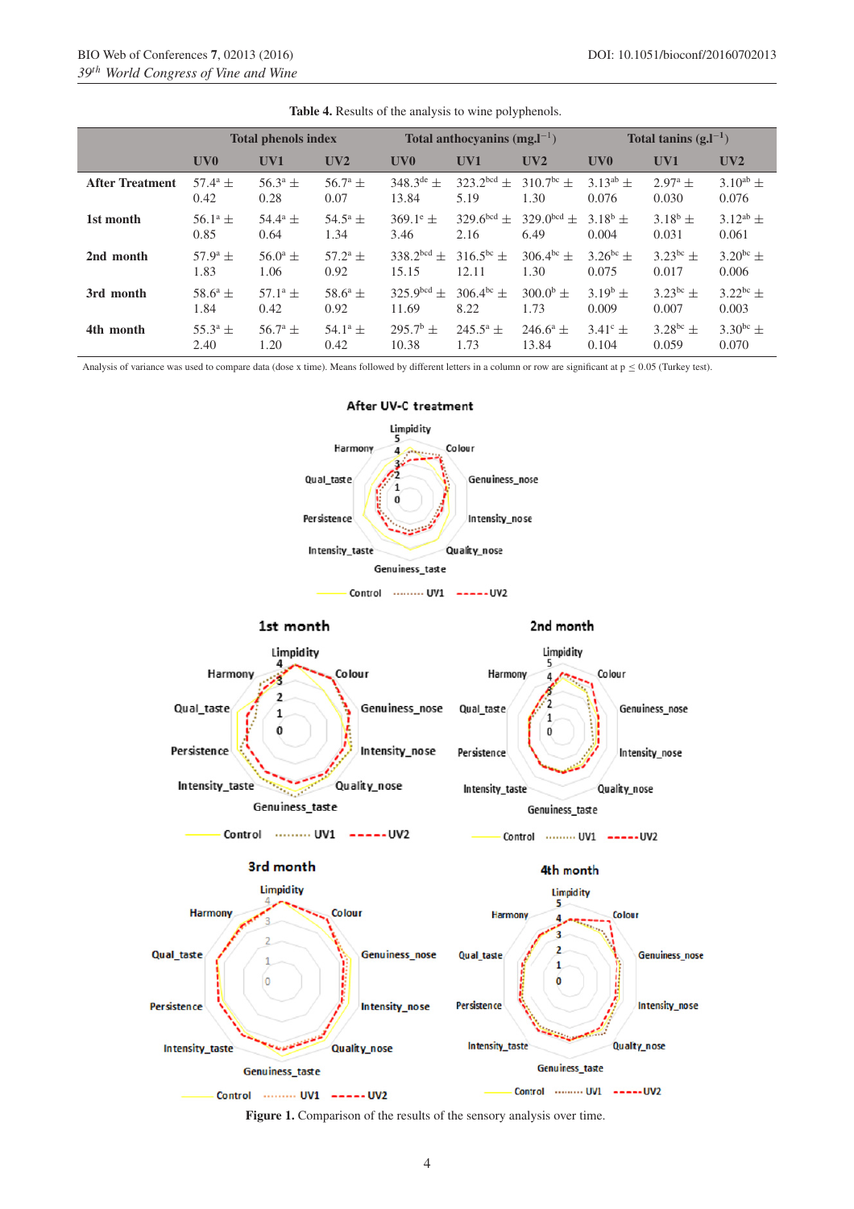**Table 4.** Results of the analysis to wine polyphenols.

| | Total phenols index | | | Total anthocyanins ($mg.l^{-1}$) | | | Total tanins ($g.l^{-1}$) | | |
|---|---|---|---|---|---|---|---|---|---|
| | UV0 | UV1 | UV2 | UV0 | UV1 | UV2 | UV0 | UV1 | UV2 |
| **After Treatment** | $57.4^{a} \pm 0.42$ | $56.3^{a} \pm 0.28$ | $56.7^{a} \pm 0.07$ | $348.3^{de} \pm 13.84$ | $323.2^{bcd} \pm 5.19$ | $310.7^{bc} \pm 1.30$ | $3.13^{ab} \pm 0.076$ | $2.97^{a} \pm 0.030$ | $3.10^{ab} \pm 0.076$ |
| **1st month** | $56.1^{a} \pm 0.85$ | $54.4^{a} \pm 0.64$ | $54.5^{a} \pm 1.34$ | $369.1^{e} \pm 3.46$ | $329.6^{bcd} \pm 2.16$ | $329.0^{bcd} \pm 6.49$ | $3.18^{b} \pm 0.004$ | $3.18^{b} \pm 0.031$ | $3.12^{ab} \pm 0.061$ |
| **2nd month** | $57.9^{a} \pm 1.83$ | $56.0^{a} \pm 1.06$ | $57.2^{a} \pm 0.92$ | $338.2^{bcd} \pm 15.15$ | $316.5^{bc} \pm 12.11$ | $306.4^{bc} \pm 1.30$ | $3.26^{bc} \pm 0.075$ | $3.23^{bc} \pm 0.017$ | $3.20^{bc} \pm 0.006$ |
| **3rd month** | $58.6^{a} \pm 1.84$ | $57.1^{a} \pm 0.42$ | $58.6^{a} \pm 0.92$ | $325.9^{bcd} \pm 11.69$ | $306.4^{bc} \pm 8.22$ | $300.0^{b} \pm 1.73$ | $3.19^{b} \pm 0.009$ | $3.23^{bc} \pm 0.007$ | $3.22^{bc} \pm 0.003$ |
| **4th month** | $55.3^{a} \pm 2.40$ | $56.7^{a} \pm 1.20$ | $54.1^{a} \pm 0.42$ | $295.7^{b} \pm 10.38$ | $245.5^{a} \pm 1.73$ | $246.6^{a} \pm 13.84$ | $3.41^{c} \pm 0.104$ | $3.28^{bc} \pm 0.059$ | $3.30^{bc} \pm 0.070$ |

Analysis of variance was used to compare data (dose x time). Means followed by different letters in a column or row are significant at $p \leq 0.05$ (Turkey test).

**Figure 1.** Comparison of the results of the sensory analysis over time.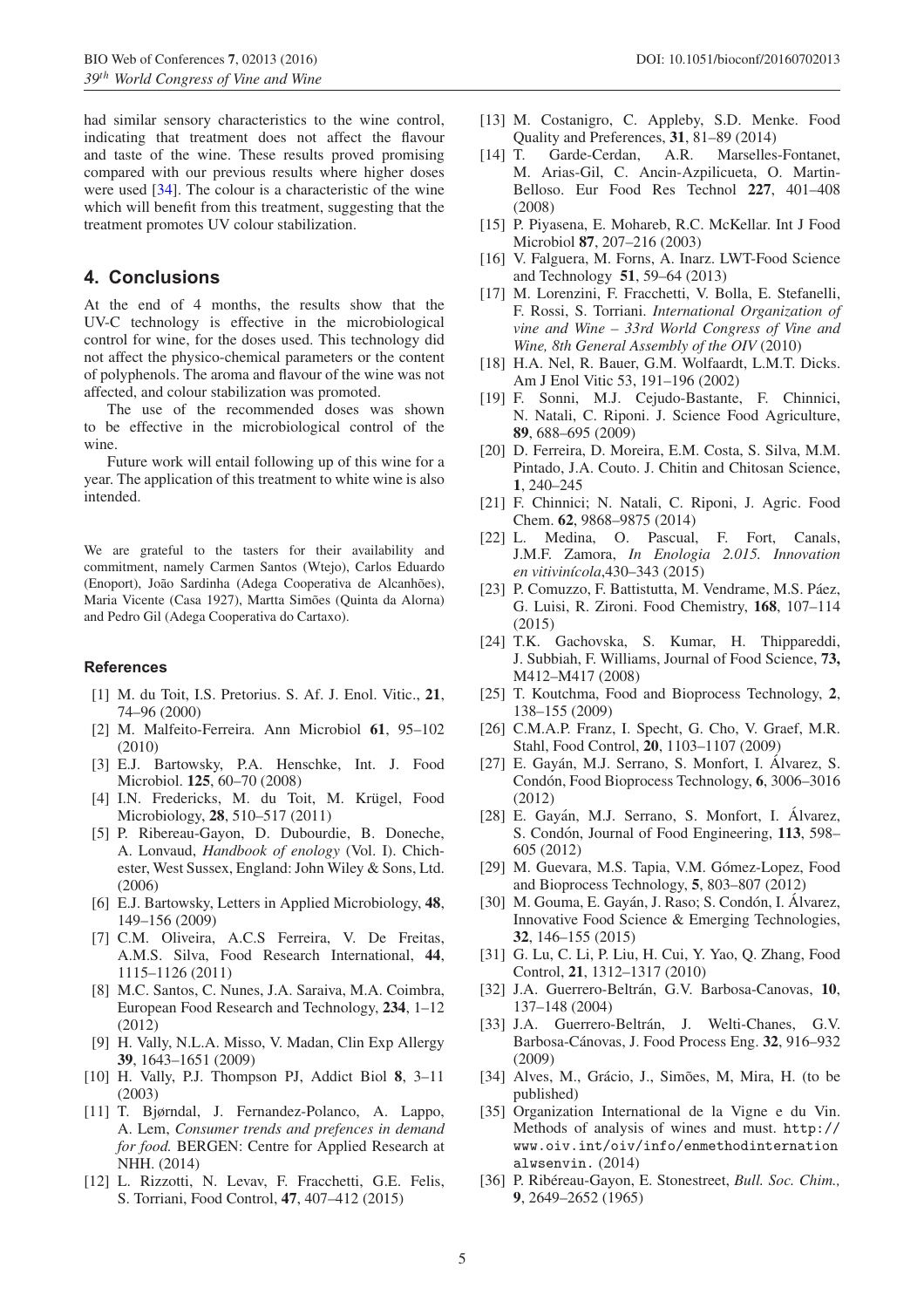had similar sensory characteristics to the wine control, indicating that treatment does not affect the flavour and taste of the wine. These results proved promising compared with our previous results where higher doses were used [34]. The colour is a characteristic of the wine which will benefit from this treatment, suggesting that the treatment promotes UV colour stabilization.

## 4. Conclusions

At the end of 4 months, the results show that the UV-C technology is effective in the microbiological control for wine, for the doses used. This technology did not affect the physico-chemical parameters or the content of polyphenols. The aroma and flavour of the wine was not affected, and colour stabilization was promoted.

The use of the recommended doses was shown to be effective in the microbiological control of the wine.

Future work will entail following up of this wine for a year. The application of this treatment to white wine is also intended.

We are grateful to the tasters for their availability and commitment, namely Carmen Santos (Wtejo), Carlos Eduardo (Enoport), João Sardinha (Adega Cooperativa de Alcanhões), Maria Vicente (Casa 1927), Martta Simões (Quinta da Alorna) and Pedro Gil (Adega Cooperativa do Cartaxo).

### References

[1] M. du Toit, I.S. Pretorius. S. Af. J. Enol. Vitic., **21**, 74–96 (2000)

[2] M. Malfeito-Ferreira. Ann Microbiol **61**, 95–102 (2010)

[3] E.J. Bartowsky, P.A. Henschke, Int. J. Food Microbiol. **125**, 60–70 (2008)

[4] I.N. Fredericks, M. du Toit, M. Krügel, Food Microbiology, **28**, 510–517 (2011)

[5] P. Ribereau-Gayon, D. Dubourdie, B. Doneche, A. Lonvaud, *Handbook of enology* (Vol. I). Chichester, West Sussex, England: John Wiley & Sons, Ltd. (2006)

[6] E.J. Bartowsky, Letters in Applied Microbiology, **48**, 149–156 (2009)

[7] C.M. Oliveira, A.C.S Ferreira, V. De Freitas, A.M.S. Silva, Food Research International, **44**, 1115–1126 (2011)

[8] M.C. Santos, C. Nunes, J.A. Saraiva, M.A. Coimbra, European Food Research and Technology, **234**, 1–12 (2012)

[9] H. Vally, N.L.A. Misso, V. Madan, Clin Exp Allergy **39**, 1643–1651 (2009)

[10] H. Vally, P.J. Thompson PJ, Addict Biol **8**, 3–11 (2003)

[11] T. Bjørndal, J. Fernandez-Polanco, A. Lappo, A. Lem, *Consumer trends and prefences in demand for food.* BERGEN: Centre for Applied Research at NHH. (2014)

[12] L. Rizzotti, N. Levav, F. Fracchetti, G.E. Felis, S. Torriani, Food Control, **47**, 407–412 (2015)

[13] M. Costanigro, C. Appleby, S.D. Menke. Food Quality and Preferences, **31**, 81–89 (2014)

[14] T. Garde-Cerdan, A.R. Marselles-Fontanet, M. Arias-Gil, C. Ancin-Azpilicueta, O. Martin-Belloso. Eur Food Res Technol **227**, 401–408 (2008)

[15] P. Piyasena, E. Mohareb, R.C. McKellar. Int J Food Microbiol **87**, 207–216 (2003)

[16] V. Falguera, M. Forns, A. Inarz. LWT-Food Science and Technology **51**, 59–64 (2013)

[17] M. Lorenzini, F. Fracchetti, V. Bolla, E. Stefanelli, F. Rossi, S. Torriani. *International Organization of vine and Wine – 33rd World Congress of Vine and Wine, 8th General Assembly of the OIV* (2010)

[18] H.A. Nel, R. Bauer, G.M. Wolfaardt, L.M.T. Dicks. Am J Enol Vitic 53, 191–196 (2002)

[19] F. Sonni, M.J. Cejudo-Bastante, F. Chinnici, N. Natali, C. Riponi. J. Science Food Agriculture, **89**, 688–695 (2009)

[20] D. Ferreira, D. Moreira, E.M. Costa, S. Silva, M.M. Pintado, J.A. Couto. J. Chitin and Chitosan Science, **1**, 240–245

[21] F. Chinnici; N. Natali, C. Riponi, J. Agric. Food Chem. **62**, 9868–9875 (2014)

[22] L. Medina, O. Pascual, F. Fort, Canals, J.M.F. Zamora, *In Enologia 2.015. Innovation en vitivinícola*,430–343 (2015)

[23] P. Comuzzo, F. Battistutta, M. Vendrame, M.S. Páez, G. Luisi, R. Zironi. Food Chemistry, **168**, 107–114 (2015)

[24] T.K. Gachovska, S. Kumar, H. Thippareddi, J. Subbiah, F. Williams, Journal of Food Science, **73,** M412–M417 (2008)

[25] T. Koutchma, Food and Bioprocess Technology, **2**, 138–155 (2009)

[26] C.M.A.P. Franz, I. Specht, G. Cho, V. Graef, M.R. Stahl, Food Control, **20**, 1103–1107 (2009)

[27] E. Gayán, M.J. Serrano, S. Monfort, I. Álvarez, S. Condón, Food Bioprocess Technology, **6**, 3006–3016 (2012)

[28] E. Gayán, M.J. Serrano, S. Monfort, I. Álvarez, S. Condón, Journal of Food Engineering, **113**, 598–605 (2012)

[29] M. Guevara, M.S. Tapia, V.M. Gómez-Lopez, Food and Bioprocess Technology, **5**, 803–807 (2012)

[30] M. Gouma, E. Gayán, J. Raso; S. Condón, I. Álvarez, Innovative Food Science & Emerging Technologies, **32**, 146–155 (2015)

[31] G. Lu, C. Li, P. Liu, H. Cui, Y. Yao, Q. Zhang, Food Control, **21**, 1312–1317 (2010)

[32] J.A. Guerrero-Beltrán, G.V. Barbosa-Canovas, **10**, 137–148 (2004)

[33] J.A. Guerrero-Beltrán, J. Welti-Chanes, G.V. Barbosa-Cánovas, J. Food Process Eng. **32**, 916–932 (2009)

[34] Alves, M., Grácio, J., Simões, M, Mira, H. (to be published)

[35] Organization International de la Vigne e du Vin. Methods of analysis of wines and must. `http://www.oiv.int/oiv/info/enmethodinternationalwsenvin.` (2014)

[36] P. Ribéreau-Gayon, E. Stonestreet, *Bull. Soc. Chim.,* **9**, 2649–2652 (1965)